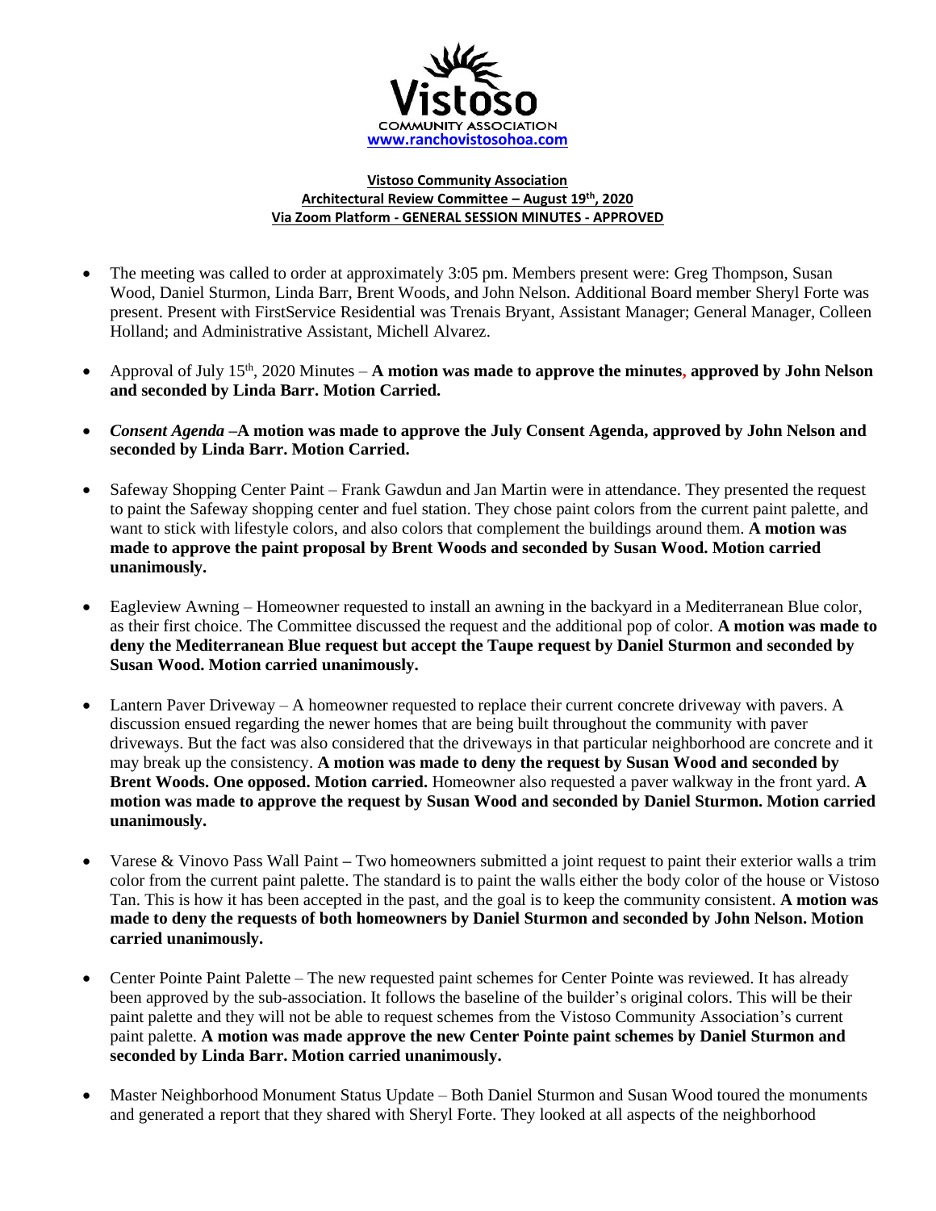Vistoso

COMMUNITY ASSOCIATION

www.ranchovistosohoa.com

**Vistoso Community Association**
**Architectural Review Committee – August 19th, 2020**
**Via Zoom Platform - GENERAL SESSION MINUTES - APPROVED**

- The meeting was called to order at approximately 3:05 pm. Members present were: Greg Thompson, Susan Wood, Daniel Sturmon, Linda Barr, Brent Woods, and John Nelson. Additional Board member Sheryl Forte was present. Present with FirstService Residential was Trenais Bryant, Assistant Manager; General Manager, Colleen Holland; and Administrative Assistant, Michell Alvarez.

- Approval of July 15th, 2020 Minutes – **A motion was made to approve the minutes, approved by John Nelson and seconded by Linda Barr. Motion Carried.**

- *Consent Agenda* –**A motion was made to approve the July Consent Agenda, approved by John Nelson and seconded by Linda Barr. Motion Carried.**

- Safeway Shopping Center Paint – Frank Gawdun and Jan Martin were in attendance. They presented the request to paint the Safeway shopping center and fuel station. They chose paint colors from the current paint palette, and want to stick with lifestyle colors, and also colors that complement the buildings around them. **A motion was made to approve the paint proposal by Brent Woods and seconded by Susan Wood. Motion carried unanimously.**

- Eagleview Awning – Homeowner requested to install an awning in the backyard in a Mediterranean Blue color, as their first choice. The Committee discussed the request and the additional pop of color. **A motion was made to deny the Mediterranean Blue request but accept the Taupe request by Daniel Sturmon and seconded by Susan Wood. Motion carried unanimously.**

- Lantern Paver Driveway – A homeowner requested to replace their current concrete driveway with pavers. A discussion ensued regarding the newer homes that are being built throughout the community with paver driveways. But the fact was also considered that the driveways in that particular neighborhood are concrete and it may break up the consistency. **A motion was made to deny the request by Susan Wood and seconded by Brent Woods. One opposed. Motion carried.** Homeowner also requested a paver walkway in the front yard. **A motion was made to approve the request by Susan Wood and seconded by Daniel Sturmon. Motion carried unanimously.**

- Varese & Vinovo Pass Wall Paint **–** Two homeowners submitted a joint request to paint their exterior walls a trim color from the current paint palette. The standard is to paint the walls either the body color of the house or Vistoso Tan. This is how it has been accepted in the past, and the goal is to keep the community consistent. **A motion was made to deny the requests of both homeowners by Daniel Sturmon and seconded by John Nelson. Motion carried unanimously.**

- Center Pointe Paint Palette – The new requested paint schemes for Center Pointe was reviewed. It has already been approved by the sub-association. It follows the baseline of the builder's original colors. This will be their paint palette and they will not be able to request schemes from the Vistoso Community Association's current paint palette. **A motion was made approve the new Center Pointe paint schemes by Daniel Sturmon and seconded by Linda Barr. Motion carried unanimously.**

- Master Neighborhood Monument Status Update – Both Daniel Sturmon and Susan Wood toured the monuments and generated a report that they shared with Sheryl Forte. They looked at all aspects of the neighborhood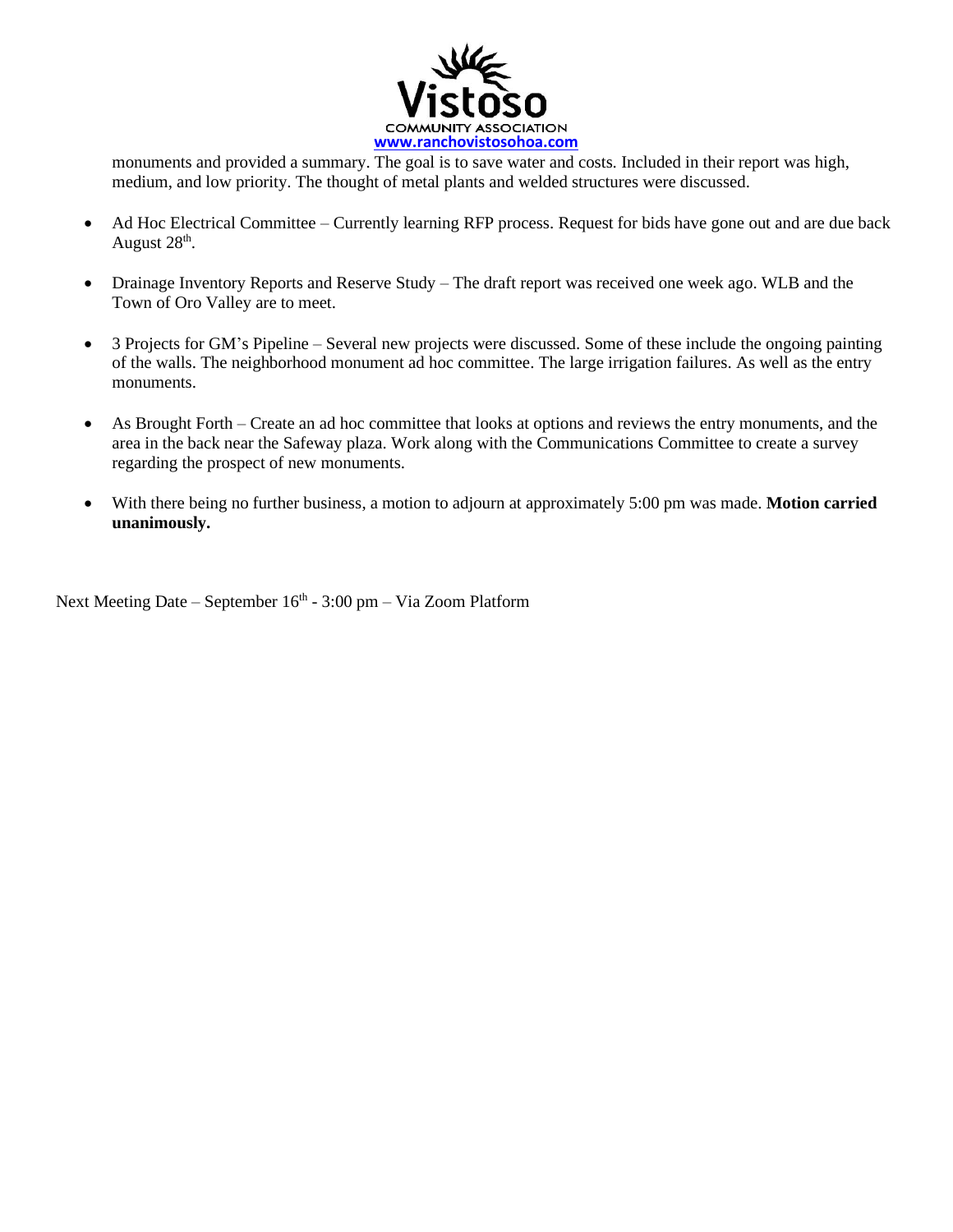monuments and provided a summary. The goal is to save water and costs. Included in their report was high, medium, and low priority. The thought of metal plants and welded structures were discussed.

- Ad Hoc Electrical Committee – Currently learning RFP process. Request for bids have gone out and are due back August 28th.

- Drainage Inventory Reports and Reserve Study – The draft report was received one week ago. WLB and the Town of Oro Valley are to meet.

- 3 Projects for GM's Pipeline – Several new projects were discussed. Some of these include the ongoing painting of the walls. The neighborhood monument ad hoc committee. The large irrigation failures. As well as the entry monuments.

- As Brought Forth – Create an ad hoc committee that looks at options and reviews the entry monuments, and the area in the back near the Safeway plaza. Work along with the Communications Committee to create a survey regarding the prospect of new monuments.

- With there being no further business, a motion to adjourn at approximately 5:00 pm was made. **Motion carried unanimously.**

Next Meeting Date – September 16th - 3:00 pm – Via Zoom Platform